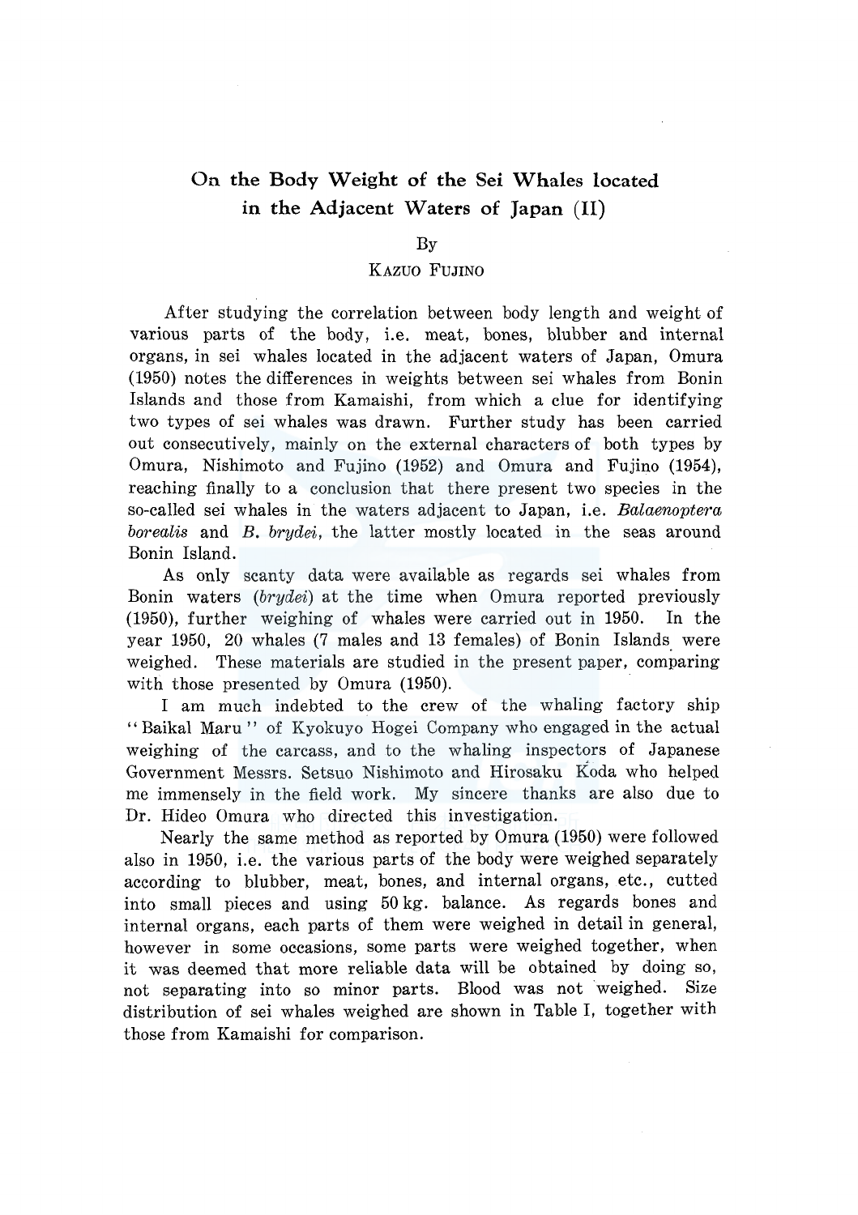# On the Body Weight of the Sei Whales located in the Adjacent Waters of Japan (II)

By

KAZUO FUJINO

After studying the correlation between body length and weight of various parts of the body, i.e. meat, bones, blubber and internal organs, in sei whales located in the adjacent waters of Japan, Omura (1950) notes the differences in weights between sei whales from Bonin Islands and those from Kamaishi, from which a clue for identifying two types of sei whales was drawn. Further study has been carried out consecutively, mainly on the external characters of both types by Omura, Nishimoto and Fujino (1952) and Omura and Fujino (1954), reaching finally to a conclusion that there present two species in the so-called sei whales in the waters adjacent to Japan, i.e. *Balaenoptera borealis* and *B. brydei*, the latter mostly located in the seas around Bonin Island.

As only scanty data were available as regards sei whales from Bonin waters (*brydei*) at the time when Omura reported previously (1950), further weighing of whales were carried out in 1950. In the year 1950, 20 whales (7 males and 13 females) of Bonin Islands were weighed. These materials are studied in the present paper, comparing with those presented by Omura (1950).

I am much indebted to the crew of the whaling factory ship "Baikal Maru" of Kyokuyo Hogei Company who engaged in the actual weighing of the carcass, and to the whaling inspectors of Japanese Government Messrs. Setsuo Nishimoto and Hirosaku Kóda who helped me immensely in the field work. My sincere thanks are also due to Dr. Hideo Omura who directed this investigation.

Nearly the same method as reported by Omura (1950) were followed also in 1950, i.e. the various parts of the body were weighed separately according to blubber, meat, bones, and internal organs, etc., cutted into small pieces and using 50 kg. balance. As regards bones and internal organs, each parts of them were weighed in detail in general, however in some occasions, some parts were weighed together, when it was deemed that more reliable data will be obtained by doing so, not separating into so minor parts. Blood was not weighed. Size distribution of sei whales weighed are shown in Table I, together with those from Kamaishi for comparison.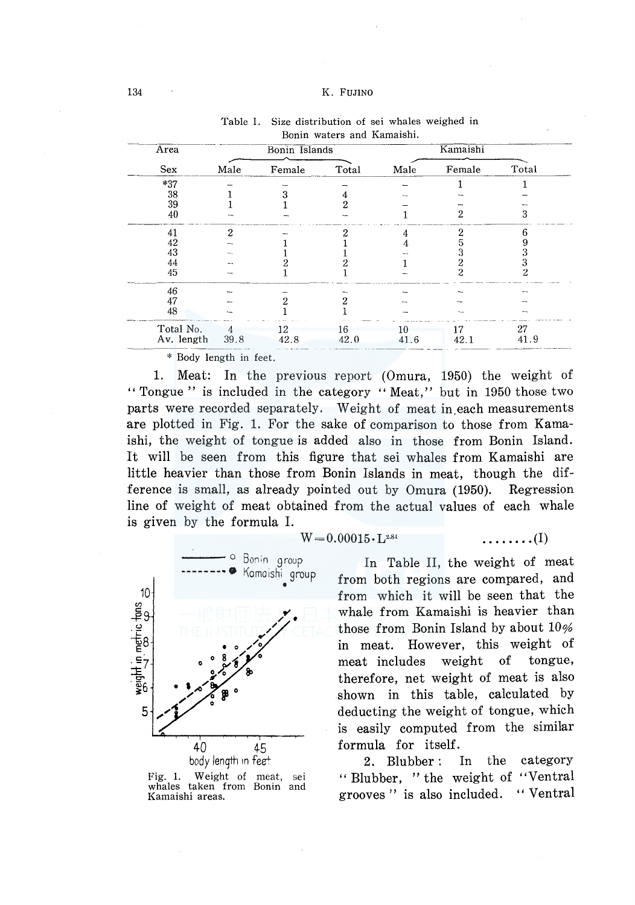Table I. Size distribution of sei whales weighed in Bonin waters and Kamaishi.

| Area | Bonin Islands | | | Kamaishi | | |
|---|---|---|---|---|---|---|
| Sex | Male | Female | Total | Male | Female | Total |
| *37 | – | – | – | – | 1 | 1 |
| 38 | 1 | 3 | 4 | – | – | – |
| 39 | 1 | 1 | 2 | – | – | – |
| 40 | – | – | – | 1 | 2 | 3 |
| 41 | 2 | – | 2 | 4 | 2 | 6 |
| 42 | – | 1 | 1 | 4 | 5 | 9 |
| 43 | – | 1 | 1 | – | 3 | 3 |
| 44 | – | 2 | 2 | 1 | 2 | 3 |
| 45 | – | 1 | 1 | – | 2 | 2 |
| 46 | – | – | – | – | – | – |
| 47 | – | 2 | 2 | – | – | – |
| 48 | – | 1 | 1 | – | – | – |
| Total No. | 4 | 12 | 16 | 10 | 17 | 27 |
| Av. length | 39.8 | 42.8 | 42.0 | 41.6 | 42.1 | 41.9 |

\* Body length in feet.

1. Meat: In the previous report (Omura, 1950) the weight of "Tongue" is included in the category "Meat," but in 1950 those two parts were recorded separately. Weight of meat in each measurements are plotted in Fig. 1. For the sake of comparison to those from Kamaishi, the weight of tongue is added also in those from Bonin Island. It will be seen from this figure that sei whales from Kamaishi are little heavier than those from Bonin Islands in meat, though the difference is small, as already pointed out by Omura (1950). Regression line of weight of meat obtained from the actual values of each whale is given by the formula I.

$$W = 0.00015 \cdot L^{2.84} \quad \text{........(I)}$$

Fig. 1. Weight of meat, sei whales taken from Bonin and Kamaishi areas.

In Table II, the weight of meat from both regions are compared, and from which it will be seen that the whale from Kamaishi is heavier than those from Bonin Island by about 10% in meat. However, this weight of meat includes weight of tongue, therefore, net weight of meat is also shown in this table, calculated by deducting the weight of tongue, which is easily computed from the similar formula for itself.

2. Blubber: In the category "Blubber," the weight of "Ventral grooves" is also included. "Ventral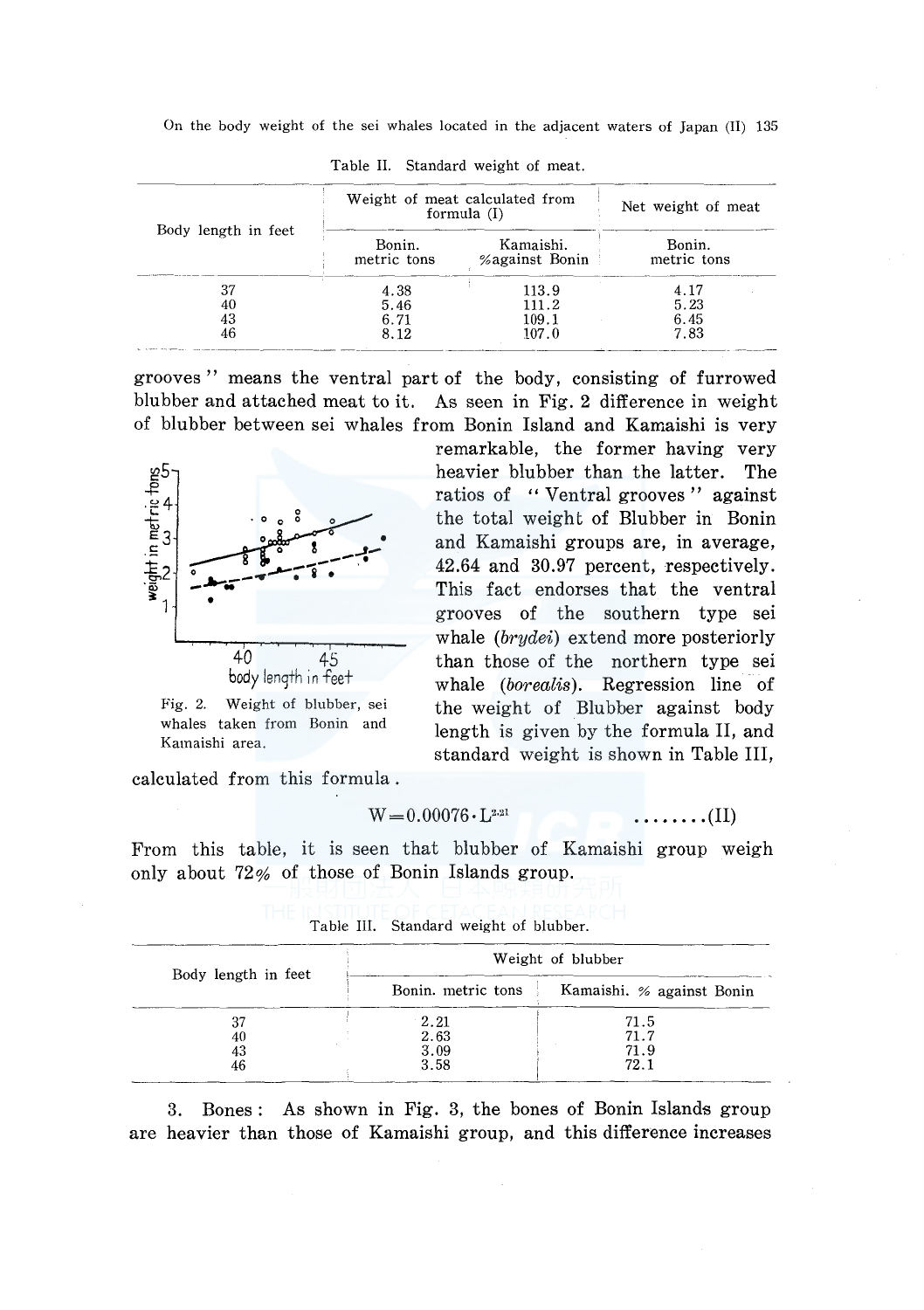Table II. Standard weight of meat.

| Body length in feet | Weight of meat calculated from formula (I) | | Net weight of meat |
|---|---|---|---|
| | Bonin. metric tons | Kamaishi. %against Bonin | Bonin. metric tons |
| 37 | 4.38 | 113.9 | 4.17 |
| 40 | 5.46 | 111.2 | 5.23 |
| 43 | 6.71 | 109.1 | 6.45 |
| 46 | 8.12 | 107.0 | 7.83 |

grooves" means the ventral part of the body, consisting of furrowed blubber and attached meat to it. As seen in Fig. 2 difference in weight of blubber between sei whales from Bonin Island and Kamaishi is very remarkable, the former having very heavier blubber than the latter. The ratios of "Ventral grooves" against the total weight of Blubber in Bonin and Kamaishi groups are, in average, 42.64 and 30.97 percent, respectively. This fact endorses that the ventral grooves of the southern type sei whale (*brydei*) extend more posteriorly than those of the northern type sei whale (*borealis*). Regression line of the weight of Blubber against body length is given by the formula II, and standard weight is shown in Table III, calculated from this formula.

Fig. 2. Weight of blubber, sei whales taken from Bonin and Kamaishi area.

$$W = 0.00076 \cdot L^{2.21} \qquad \text{........(II)}$$

From this table, it is seen that blubber of Kamaishi group weigh only about 72% of those of Bonin Islands group.

Table III. Standard weight of blubber.

| Body length in feet | Weight of blubber | |
|---|---|---|
| | Bonin. metric tons | Kamaishi. % against Bonin |
| 37 | 2.21 | 71.5 |
| 40 | 2.63 | 71.7 |
| 43 | 3.09 | 71.9 |
| 46 | 3.58 | 72.1 |

3. Bones: As shown in Fig. 3, the bones of Bonin Islands group are heavier than those of Kamaishi group, and this difference increases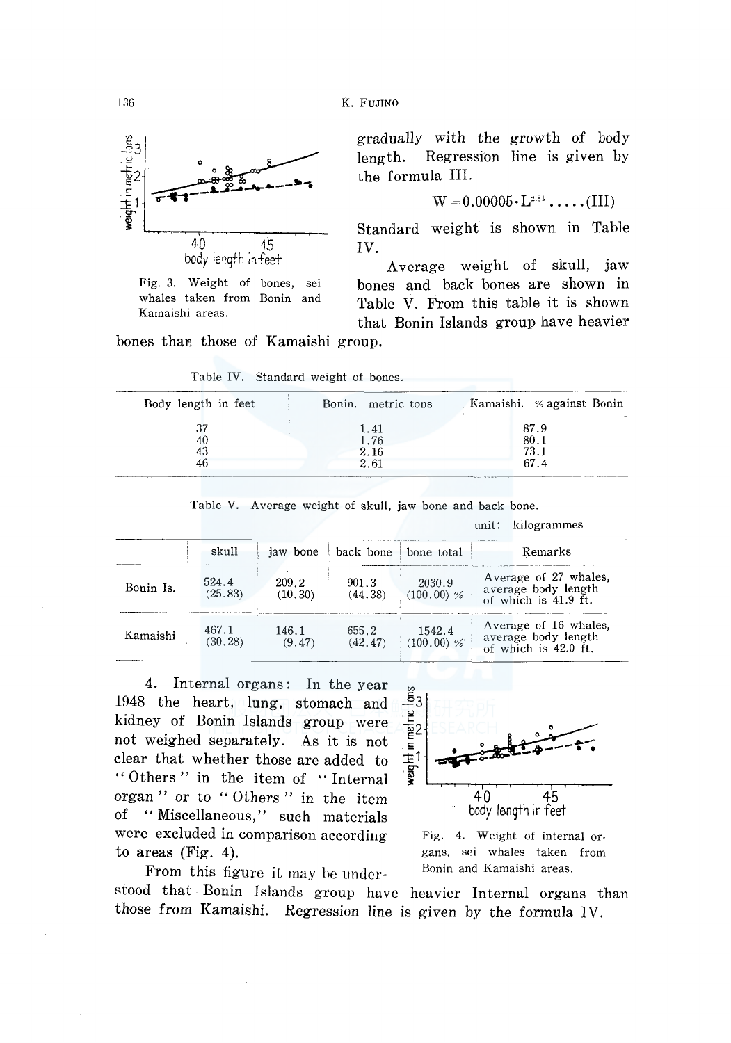Fig. 3. Weight of bones, sei whales taken from Bonin and Kamaishi areas.

gradually with the growth of body length. Regression line is given by the formula III.

$$W = 0.00005 \cdot L^{2.84} \ldots\ldots (III)$$

Standard weight is shown in Table IV.

Average weight of skull, jaw bones and back bones are shown in Table V. From this table it is shown that Bonin Islands group have heavier bones than those of Kamaishi group.

Table IV. Standard weight of bones.

| Body length in feet | Bonin. metric tons | Kamaishi. % against Bonin |
|---|---|---|
| 37 | 1.41 | 87.9 |
| 40 | 1.76 | 80.1 |
| 43 | 2.16 | 73.1 |
| 46 | 2.61 | 67.4 |

Table V. Average weight of skull, jaw bone and back bone.

unit: kilogrammes

| | skull | jaw bone | back bone | bone total | Remarks |
|---|---|---|---|---|---|
| Bonin Is. | 524.4 (25.83) | 209.2 (10.30) | 901.3 (44.38) | 2030.9 (100.00) % | Average of 27 whales, average body length of which is 41.9 ft. |
| Kamaishi | 467.1 (30.28) | 146.1 (9.47) | 655.2 (42.47) | 1542.4 (100.00) % | Average of 16 whales, average body length of which is 42.0 ft. |

4. Internal organs: In the year 1948 the heart, lung, stomach and kidney of Bonin Islands group were not weighed separately. As it is not clear that whether those are added to "Others" in the item of "Internal organ" or to "Others" in the item of "Miscellaneous," such materials were excluded in comparison according to areas (Fig. 4).

Fig. 4. Weight of internal organs, sei whales taken from Bonin and Kamaishi areas.

From this figure it may be understood that Bonin Islands group have heavier Internal organs than those from Kamaishi. Regression line is given by the formula IV.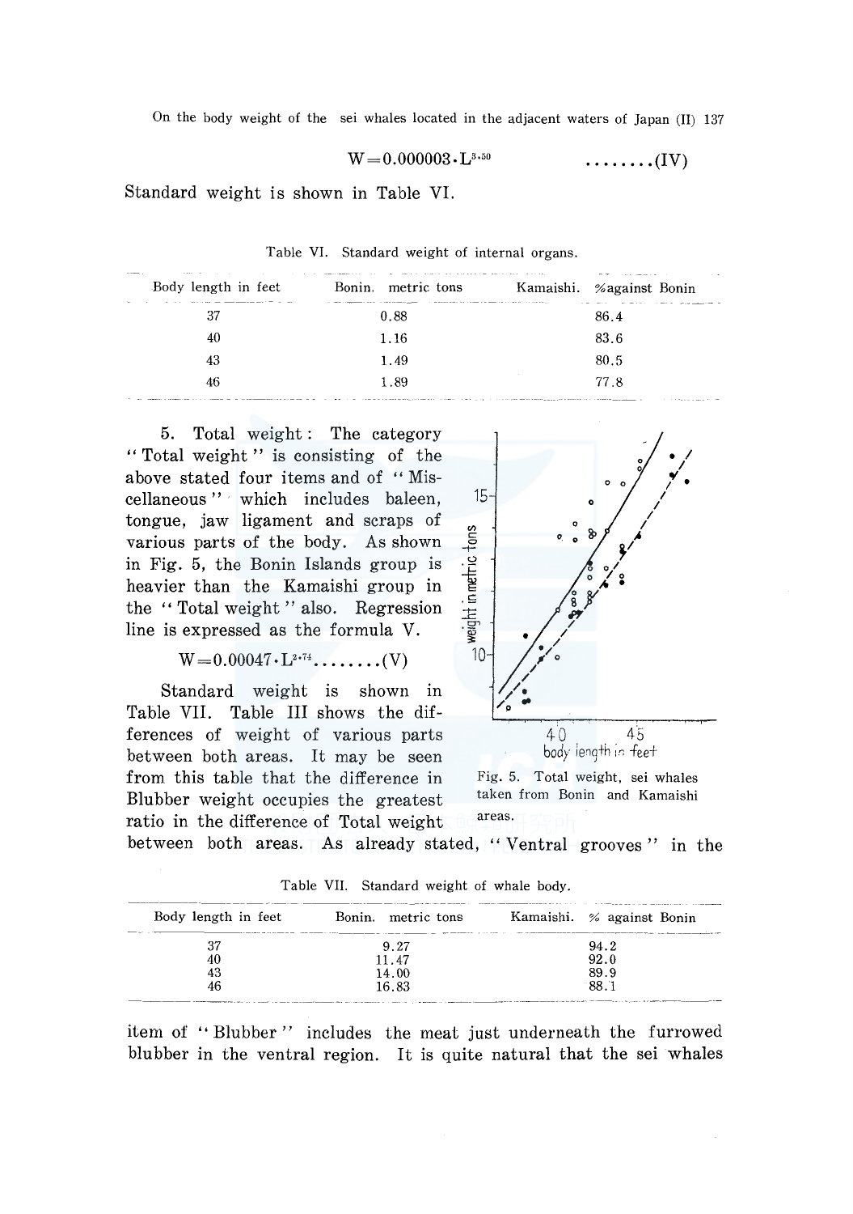$$W = 0.000003 \cdot L^{3.50} \qquad \ldots\ldots\ldots(IV)$$

Standard weight is shown in Table VI.

Table VI. Standard weight of internal organs.

| Body length in feet | Bonin. metric tons | Kamaishi. %against Bonin |
|---|---|---|
| 37 | 0.88 | 86.4 |
| 40 | 1.16 | 83.6 |
| 43 | 1.49 | 80.5 |
| 46 | 1.89 | 77.8 |

5. Total weight: The category "Total weight" is consisting of the above stated four items and of "Miscellaneous" which includes baleen, tongue, jaw ligament and scraps of various parts of the body. As shown in Fig. 5, the Bonin Islands group is heavier than the Kamaishi group in the "Total weight" also. Regression line is expressed as the formula V.

$$W = 0.00047 \cdot L^{2.74} \ldots\ldots\ldots(V)$$

Standard weight is shown in Table VII. Table III shows the differences of weight of various parts between both areas. It may be seen from this table that the difference in Blubber weight occupies the greatest ratio in the difference of Total weight between both areas. As already stated, "Ventral grooves" in the item of "Blubber" includes the meat just underneath the furrowed blubber in the ventral region. It is quite natural that the sei whales

Fig. 5. Total weight, sei whales taken from Bonin and Kamaishi areas.

Table VII. Standard weight of whale body.

| Body length in feet | Bonin. metric tons | Kamaishi. % against Bonin |
|---|---|---|
| 37 | 9.27 | 94.2 |
| 40 | 11.47 | 92.0 |
| 43 | 14.00 | 89.9 |
| 46 | 16.83 | 88.1 |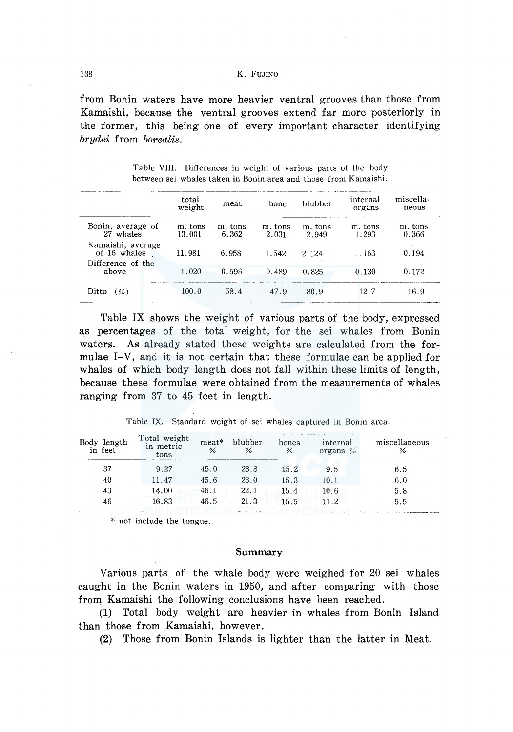from Bonin waters have more heavier ventral grooves than those from Kamaishi, because the ventral grooves extend far more posteriorly in the former, this being one of every important character identifying *brydei* from *borealis*.

Table VIII. Differences in weight of various parts of the body between sei whales taken in Bonin area and those from Kamaishi.

| | total weight | meat | bone | blubber | internal organs | miscellaneous |
|---|---|---|---|---|---|---|
| Bonin, average of 27 whales | m. tons 13.001 | m. tons 6.362 | m. tons 2.031 | m. tons 2.949 | m. tons 1.293 | m. tons 0.366 |
| Kamaishi, average of 16 whales | 11.981 | 6.958 | 1.542 | 2.124 | 1.163 | 0.194 |
| Difference of the above | 1.020 | −0.596 | 0.489 | 0.825 | 0.130 | 0.172 |
| Ditto (%) | 100.0 | −58.4 | 47.9 | 80.9 | 12.7 | 16.9 |

Table IX shows the weight of various parts of the body, expressed as percentages of the total weight, for the sei whales from Bonin waters. As already stated these weights are calculated from the formulae I–V, and it is not certain that these formulae can be applied for whales of which body length does not fall within these limits of length, because these formulae were obtained from the measurements of whales ranging from 37 to 45 feet in length.

Table IX. Standard weight of sei whales captured in Bonin area.

| Body length in feet | Total weight in metric tons | meat* % | blubber % | bones % | internal organs % | miscellaneous % |
|---|---|---|---|---|---|---|
| 37 | 9.27 | 45.0 | 23.8 | 15.2 | 9.5 | 6.5 |
| 40 | 11.47 | 45.6 | 23.0 | 15.3 | 10.1 | 6.0 |
| 43 | 14.00 | 46.1 | 22.1 | 15.4 | 10.6 | 5.8 |
| 46 | 16.83 | 46.5 | 21.3 | 15.5 | 11.2 | 5.5 |

\* not include the tongue.

## Summary

Various parts of the whale body were weighed for 20 sei whales caught in the Bonin waters in 1950, and after comparing with those from Kamaishi the following conclusions have been reached.

(1) Total body weight are heavier in whales from Bonin Island than those from Kamaishi, however,

(2) Those from Bonin Islands is lighter than the latter in Meat.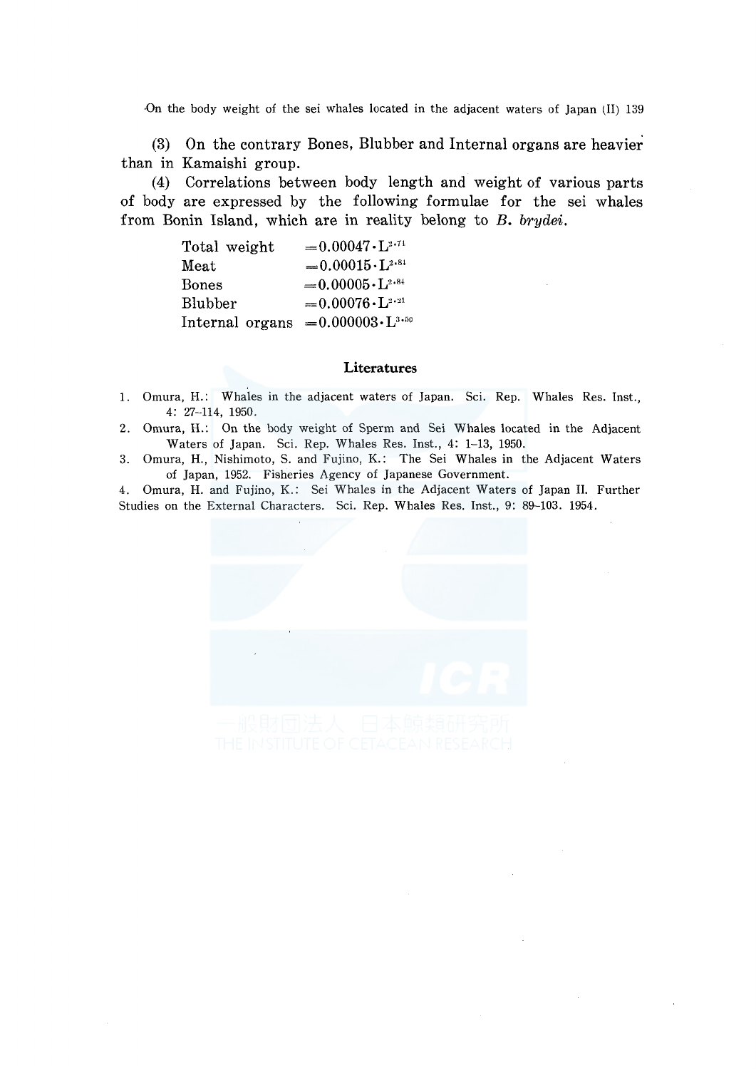(3) On the contrary Bones, Blubber and Internal organs are heavier than in Kamaishi group.

(4) Correlations between body length and weight of various parts of body are expressed by the following formulae for the sei whales from Bonin Island, which are in reality belong to *B. brydei*.

| | |
|---|---|
| Total weight | $=0.00047 \cdot L^{2.71}$ |
| Meat | $=0.00015 \cdot L^{2.81}$ |
| Bones | $=0.00005 \cdot L^{2.84}$ |
| Blubber | $=0.00076 \cdot L^{2.21}$ |
| Internal organs | $=0.000003 \cdot L^{3.50}$ |

### Literatures

1. Omura, H.: Whales in the adjacent waters of Japan. Sci. Rep. Whales Res. Inst., 4: 27–114, 1950.
2. Omura, H.: On the body weight of Sperm and Sei Whales located in the Adjacent Waters of Japan. Sci. Rep. Whales Res. Inst., 4: 1–13, 1950.
3. Omura, H., Nishimoto, S. and Fujino, K.: The Sei Whales in the Adjacent Waters of Japan, 1952. Fisheries Agency of Japanese Government.
4. Omura, H. and Fujino, K.: Sei Whales in the Adjacent Waters of Japan II. Further Studies on the External Characters. Sci. Rep. Whales Res. Inst., 9: 89–103. 1954.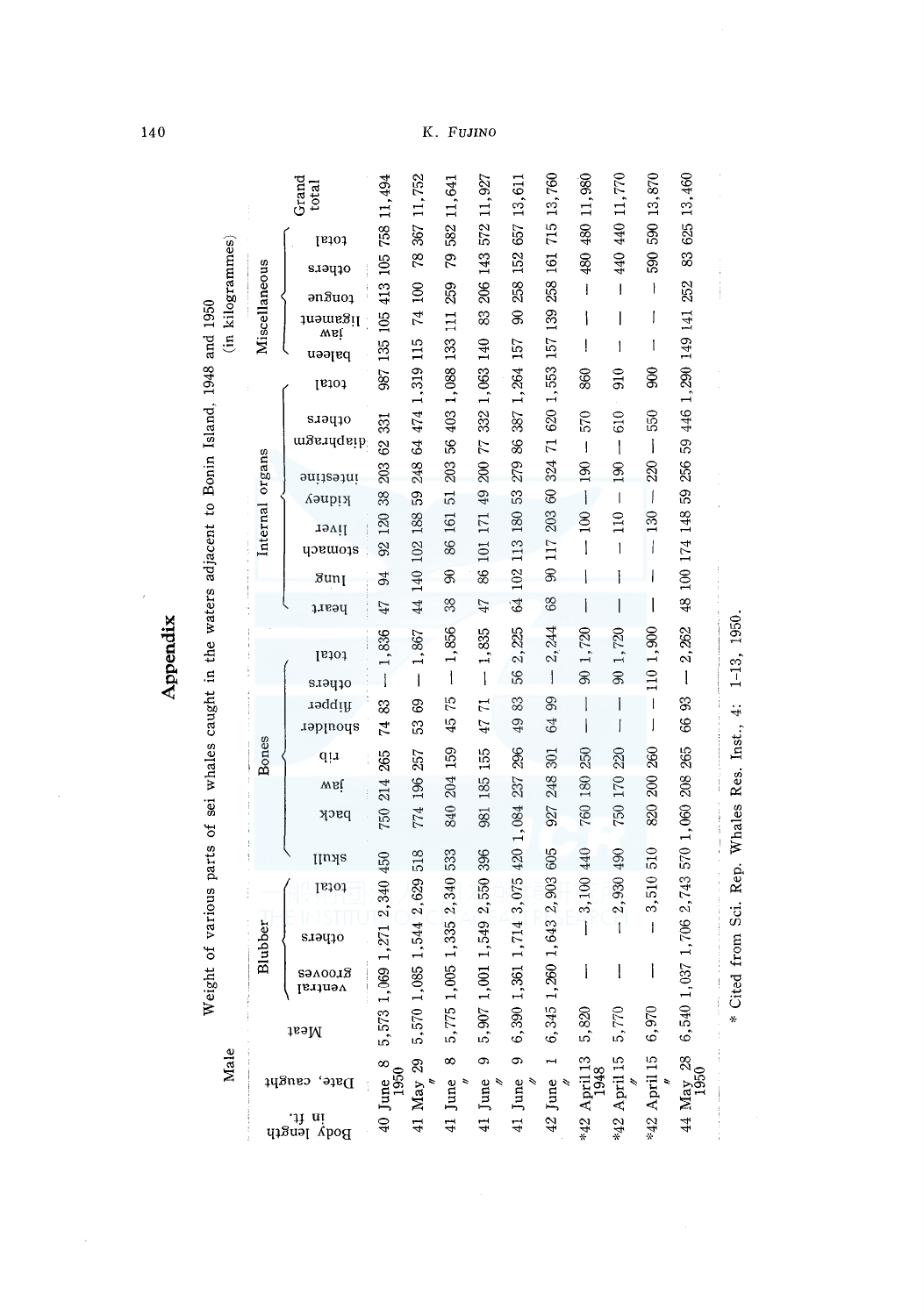# Appendix

Weight of various parts of sei whales caught in the waters adjacent to Bonin Island, 1948 and 1950

(in kilogrammes)

Male

| Body length in ft. | Date, caught | Meat | Blubber | | | Bones | | | | | | | | Internal organs | | | | | | | | | Miscellaneous | | | | | Grand total |
|---|---|---|---|---|---|---|---|---|---|---|---|---|---|---|---|---|---|---|---|---|---|---|---|---|---|---|---|---|
| | | | ventral grooves | others | total | skull | back | jaw | rib | shoulder | flipper | others | total | heart | lung | stomach | liver | kidney | intestine | diaphragm | others | total | baleen | jaw ligament | tongue | others | total | |
| 40 | June 8 1950 | 5,573 | 1,069 | 1,271 | 2,340 | 450 | 750 | 214 | 265 | 74 | 83 | — | 1,836 | 47 | 94 | 92 | 120 | 38 | 203 | 62 | 331 | 987 | 135 | 105 | 413 | 105 | 758 | 11,494 |
| 41 | May 29 ″ | 5,570 | 1,085 | 1,544 | 2,629 | 518 | 774 | 196 | 257 | 53 | 69 | — | 1,867 | 44 | 140 | 102 | 188 | 59 | 248 | 64 | 474 | 1,319 | 115 | 74 | 100 | 78 | 367 | 11,752 |
| 41 | June 8 ″ | 5,775 | 1,005 | 1,335 | 2,340 | 533 | 840 | 204 | 159 | 45 | 75 | — | 1,856 | 38 | 90 | 86 | 161 | 51 | 203 | 56 | 403 | 1,088 | 133 | 111 | 259 | 79 | 582 | 11,641 |
| 41 | June 9 ″ | 5,907 | 1,001 | 1,549 | 2,550 | 396 | 981 | 185 | 155 | 47 | 71 | — | 1,835 | 47 | 86 | 101 | 171 | 49 | 200 | 77 | 332 | 1,063 | 140 | 83 | 206 | 143 | 572 | 11,927 |
| 41 | June 9 ″ | 6,390 | 1,361 | 1,714 | 3,075 | 420 | 1,084 | 237 | 296 | 49 | 83 | 56 | 2,225 | 64 | 102 | 113 | 180 | 53 | 279 | 86 | 387 | 1,264 | 157 | 90 | 258 | 152 | 657 | 13,611 |
| 42 | June 1 ″ | 6,345 | 1,260 | 1,643 | 2,903 | 605 | 927 | 248 | 301 | 64 | 99 | — | 2,244 | 68 | 90 | 117 | 203 | 60 | 324 | 71 | 620 | 1,553 | 157 | 139 | 258 | 161 | 715 | 13,760 |
| *42 | April 13 1948 | 5,820 | — | — | 3,100 | 440 | 760 | 180 | 250 | — | — | 90 | 1,720 | — | — | — | 100 | — | 190 | — | 570 | 860 | — | — | — | 480 | 480 | 11,980 |
| *42 | April 15 ″ | 5,770 | — | — | 2,930 | 490 | 750 | 170 | 220 | — | — | 90 | 1,720 | — | — | — | 110 | — | 190 | — | 610 | 910 | — | — | — | 440 | 440 | 11,770 |
| *42 | April 15 ″ | 6,970 | — | — | 3,510 | 510 | 820 | 200 | 260 | — | — | 110 | 1,900 | — | — | — | 130 | — | 220 | — | 550 | 900 | — | — | — | 590 | 590 | 13,870 |
| 44 | May 28 1950 | 6,540 | 1,037 | 1,706 | 2,743 | 570 | 1,060 | 208 | 265 | 66 | 93 | — | 2,262 | 48 | 100 | 174 | 148 | 59 | 256 | 59 | 446 | 1,290 | 149 | 141 | 252 | 83 | 625 | 13,460 |

\* Cited from Sci. Rep. Whales Res. Inst., 4: 1-13, 1950.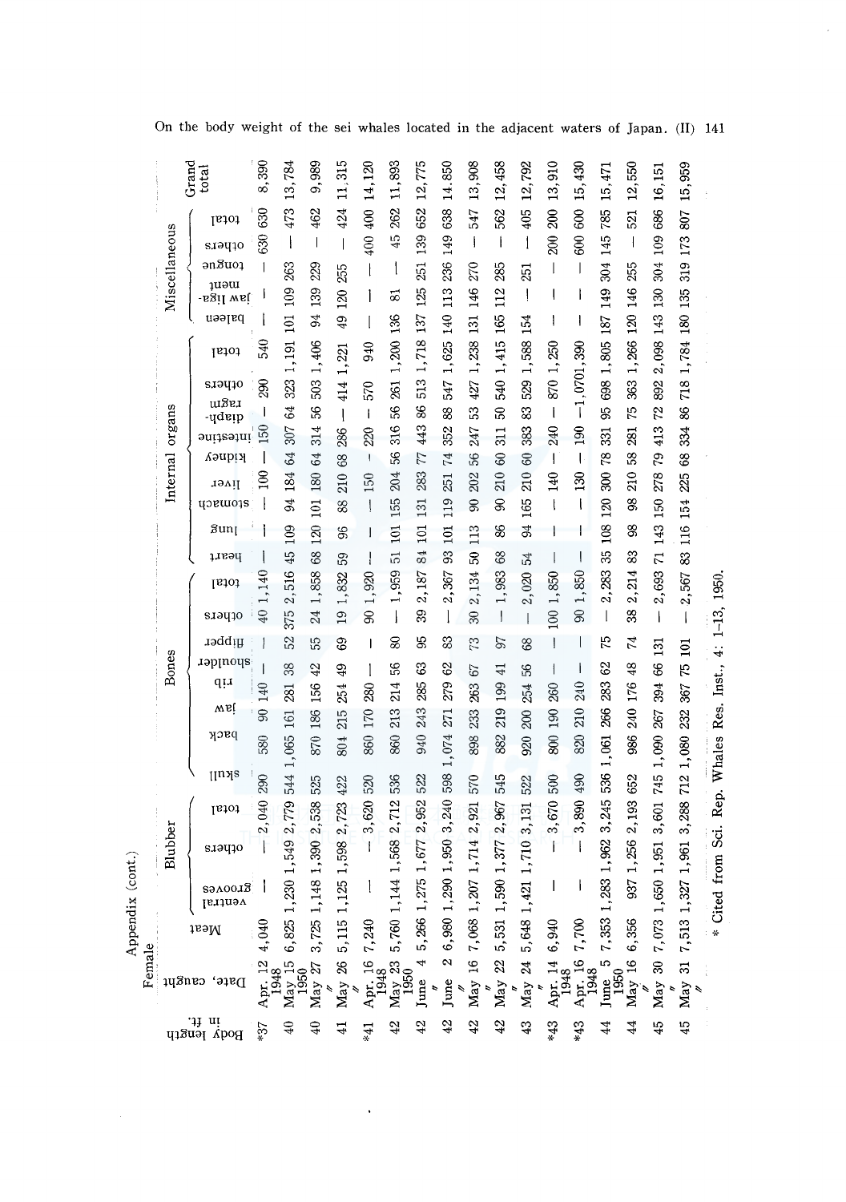Appendix (cont.)

Female

| Body length in ft. | Date, caught | Meat | Blubber | | | Bones | | | | | | | | Internal organs | | | | | | | | | Miscellaneous | | | | | Grand total |
|---|---|---|---|---|---|---|---|---|---|---|---|---|---|---|---|---|---|---|---|---|---|---|---|---|---|---|---|---|
| | | | ventral grooves | others | total | skull | back | jaw | rib | shoulder | flipper | others | total | heart | lung | stomach | liver | kidney | intestine | diaphragm | others | total | baleen | jaw ligament | tongue | others | total | |
| *37 | Apr. 12 1948 | 4,040 | — | — | 2,040 | 290 | 580 | 90 | 140 | — | — | 40 | 1,140 | — | — | — | 100 | — | 150 | — | 290 | 540 | — | — | — | 630 | 630 | 8,390 |
| 40 | May 15 1950 | 6,825 | 1,230 | 1,549 | 2,779 | 544 | 1,065 | 161 | 281 | 38 | 52 | 375 | 2,516 | 45 | 109 | 94 | 184 | 64 | 307 | 64 | 323 | 1,191 | 101 | 109 | 263 | — | 473 | 13,784 |
| 40 | May 27 〃 | 3,725 | 1,148 | 1,390 | 2,538 | 525 | 870 | 186 | 156 | 42 | 55 | 24 | 1,858 | 68 | 120 | 101 | 180 | 64 | 314 | 56 | 503 | 1,406 | 94 | 139 | 229 | — | 462 | 9,989 |
| 41 | May 26 〃 | 5,115 | 1,125 | 1,598 | 2,723 | 422 | 804 | 215 | 254 | 49 | 69 | 19 | 1,832 | 59 | 96 | 88 | 210 | 68 | 286 | — | 414 | 1,221 | 49 | 120 | 255 | — | 424 | 11,315 |
| *41 | Apr. 16 1948 | 7,240 | — | — | 3,620 | 520 | 860 | 170 | 280 | — | — | 90 | 1,920 | — | — | — | 150 | — | 220 | — | 570 | 940 | — | — | — | 400 | 400 | 14,120 |
| 42 | May 23 1950 | 5,760 | 1,144 | 1,568 | 2,712 | 536 | 860 | 213 | 214 | 56 | 80 | — | 1,959 | 51 | 101 | 155 | 204 | 56 | 316 | 56 | 261 | 1,200 | 136 | 81 | — | 45 | 262 | 11,893 |
| 42 | June 4 〃 | 5,266 | 1,275 | 1,677 | 2,952 | 522 | 940 | 243 | 285 | 63 | 95 | 39 | 2,187 | 84 | 101 | 131 | 283 | 77 | 443 | 86 | 513 | 1,718 | 137 | 125 | 251 | 139 | 652 | 12,775 |
| 42 | June 2 〃 | 6,980 | 1,290 | 1,950 | 3,240 | 598 | 1,074 | 271 | 279 | 62 | 83 | — | 2,367 | 93 | 101 | 119 | 251 | 74 | 352 | 88 | 547 | 1,625 | 140 | 113 | 236 | 149 | 638 | 14,850 |
| 42 | May 16 〃 | 7,068 | 1,207 | 1,714 | 2,921 | 570 | 898 | 233 | 263 | 67 | 73 | 30 | 2,134 | 50 | 113 | 90 | 202 | 56 | 247 | 53 | 427 | 1,238 | 131 | 146 | 270 | — | 547 | 13,908 |
| 42 | May 22 〃 | 5,531 | 1,590 | 1,377 | 2,967 | 545 | 882 | 219 | 199 | 41 | 97 | — | 1,983 | 68 | 86 | 90 | 210 | 60 | 311 | 50 | 540 | 1,415 | 165 | 112 | 285 | — | 562 | 12,458 |
| 43 | May 24 〃 | 5,648 | 1,421 | 1,710 | 3,131 | 522 | 920 | 200 | 254 | 56 | 68 | — | 2,020 | 54 | 94 | 165 | 210 | 60 | 383 | 83 | 529 | 1,588 | 154 | — | 251 | — | 405 | 12,792 |
| *43 | Apr. 14 1948 | 6,940 | — | — | 3,670 | 500 | 800 | 190 | 260 | — | — | 100 | 1,850 | — | — | — | 140 | — | 240 | — | 870 | 1,250 | — | — | — | 200 | 200 | 13,910 |
| *43 | Apr. 16 1948 | 7,700 | — | — | 3,890 | 490 | 820 | 210 | 240 | — | — | 90 | 1,850 | — | — | — | 130 | — | 190 | — | 1,070 | 1,390 | — | — | — | 600 | 600 | 15,430 |
| 44 | June 5 1950 | 7,353 | 1,283 | 1,962 | 3,245 | 536 | 1,061 | 266 | 283 | 62 | 75 | — | 2,283 | 35 | 108 | 120 | 300 | 78 | 331 | 95 | 698 | 1,805 | 187 | 149 | 304 | 145 | 785 | 15,471 |
| 44 | May 16 〃 | 6,356 | 937 | 1,256 | 2,193 | 652 | 986 | 240 | 176 | 48 | 74 | 38 | 2,214 | 83 | 98 | 98 | 210 | 58 | 281 | 75 | 363 | 1,266 | 120 | 146 | 255 | — | 521 | 12,550 |
| 45 | May 30 〃 | 7,073 | 1,650 | 1,951 | 3,601 | 745 | 1,090 | 267 | 394 | 66 | 131 | — | 2,693 | 71 | 143 | 150 | 278 | 79 | 413 | 72 | 892 | 2,098 | 143 | 130 | 304 | 109 | 686 | 16,151 |
| 45 | May 31 〃 | 7,513 | 1,327 | 1,961 | 3,288 | 712 | 1,080 | 232 | 367 | 75 | 101 | — | 2,567 | 83 | 116 | 154 | 225 | 68 | 334 | 86 | 718 | 1,784 | 180 | 135 | 319 | 173 | 807 | 15,959 |

\* Cited from Sci. Rep. Whales Res. Inst., 4: 1–13, 1950.